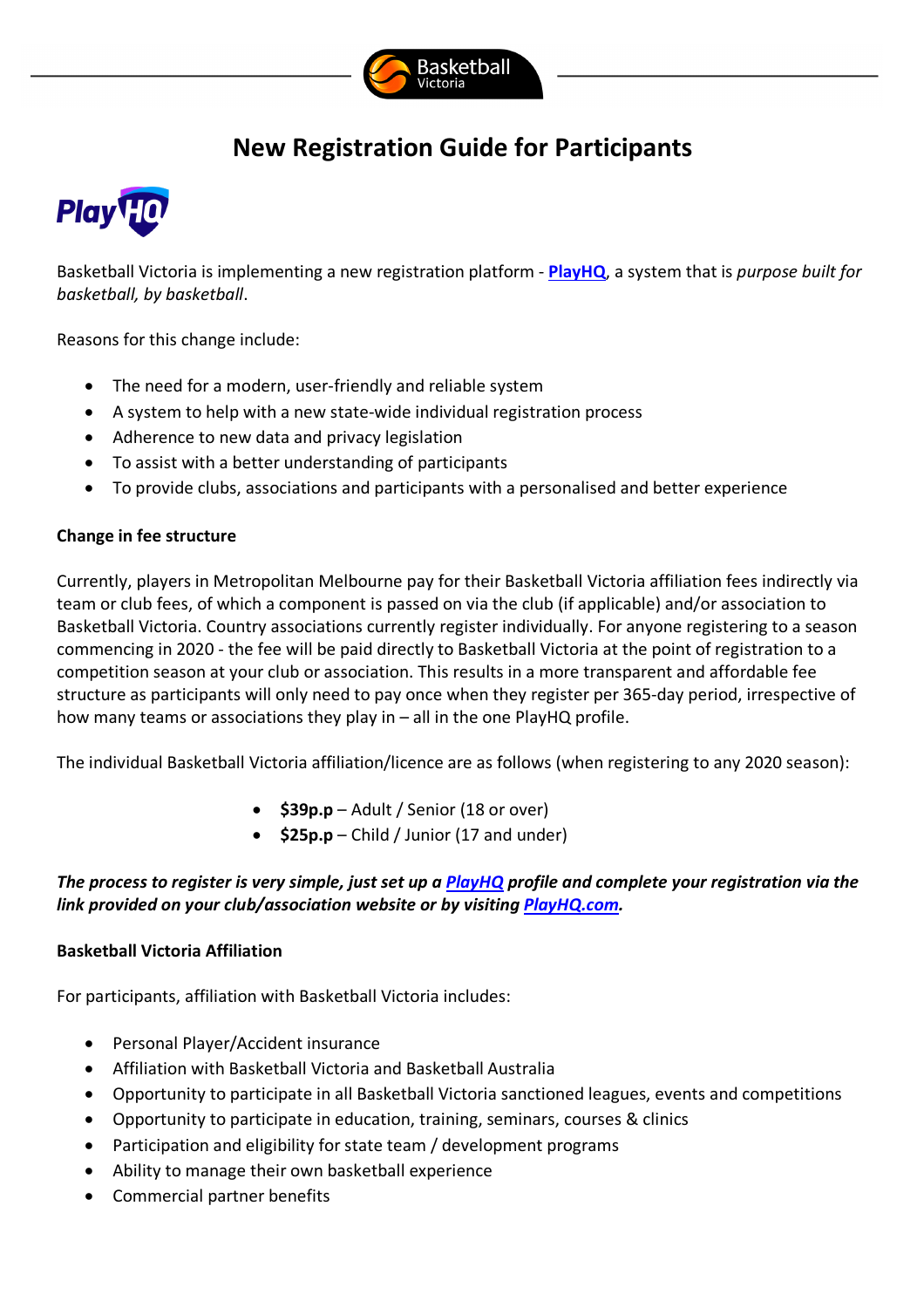# New Registration Guide for Participants

Basketball Victoria is implementing a new registration platform - **PlayHQ**, a system that is *purpose built for basketball, by basketball*.

Reasons for this change include:

- The need for a modern, user-friendly and reliable system
- A system to help with a new state-wide individual registration process
- Adherence to new data and privacy legislation
- To assist with a better understanding of participants
- To provide clubs, associations and participants with a personalised and better experience

**Change in fee structure**

Currently, players in Metropolitan Melbourne pay for their Basketball Victoria affiliation fees indirectly via team or club fees, of which a component is passed on via the club (if applicable) and/or association to Basketball Victoria. Country associations currently register individually. For anyone registering to a season commencing in 2020 - the fee will be paid directly to Basketball Victoria at the point of registration to a competition season at your club or association. This results in a more transparent and affordable fee structure as participants will only need to pay once when they register per 365-day period, irrespective of how many teams or associations they play in – all in the one PlayHQ profile.

The individual Basketball Victoria affiliation/licence are as follows (when registering to any 2020 season):

- **$39p.p** – Adult / Senior (18 or over)
- **$25p.p** – Child / Junior (17 and under)

***The process to register is very simple, just set up a PlayHQ profile and complete your registration via the link provided on your club/association website or by visiting PlayHQ.com.***

**Basketball Victoria Affiliation**

For participants, affiliation with Basketball Victoria includes:

- Personal Player/Accident insurance
- Affiliation with Basketball Victoria and Basketball Australia
- Opportunity to participate in all Basketball Victoria sanctioned leagues, events and competitions
- Opportunity to participate in education, training, seminars, courses & clinics
- Participation and eligibility for state team / development programs
- Ability to manage their own basketball experience
- Commercial partner benefits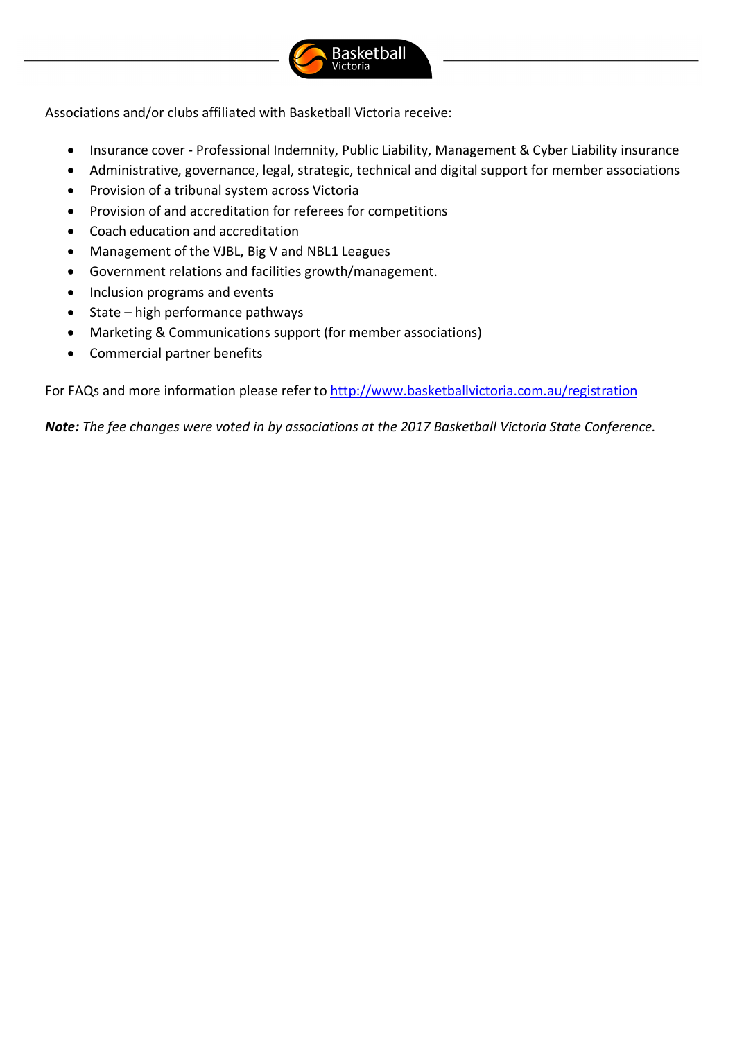Associations and/or clubs affiliated with Basketball Victoria receive:

- Insurance cover - Professional Indemnity, Public Liability, Management & Cyber Liability insurance
- Administrative, governance, legal, strategic, technical and digital support for member associations
- Provision of a tribunal system across Victoria
- Provision of and accreditation for referees for competitions
- Coach education and accreditation
- Management of the VJBL, Big V and NBL1 Leagues
- Government relations and facilities growth/management.
- Inclusion programs and events
- State – high performance pathways
- Marketing & Communications support (for member associations)
- Commercial partner benefits

For FAQs and more information please refer to [http://www.basketballvictoria.com.au/registration](http://www.basketballvictoria.com.au/registration)

***Note:*** *The fee changes were voted in by associations at the 2017 Basketball Victoria State Conference.*